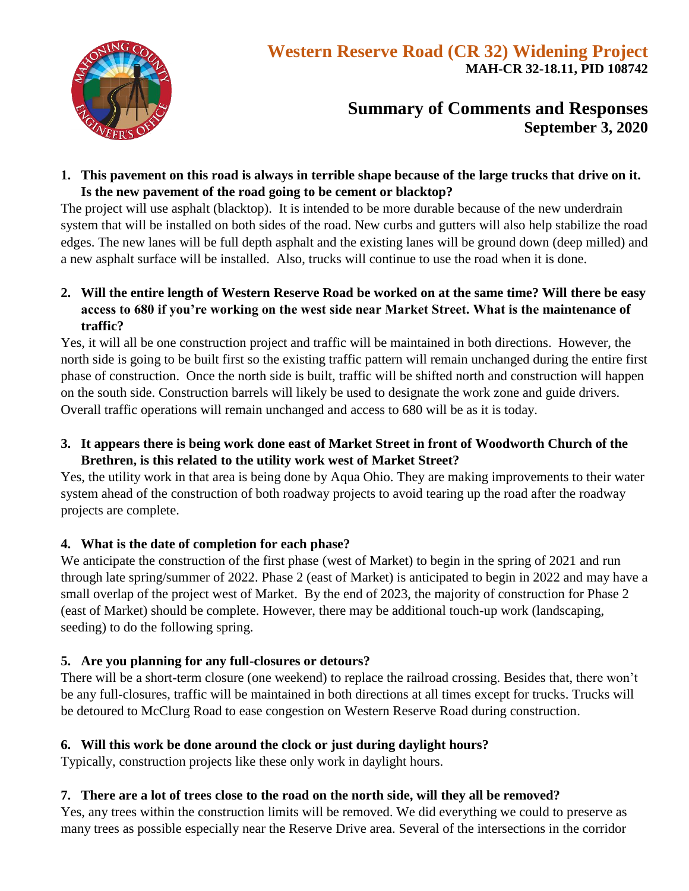# Western Reserve Road (CR 32) Widening Project

**MAH-CR 32-18.11, PID 108742**

## Summary of Comments and Responses

**September 3, 2020**

**1. This pavement on this road is always in terrible shape because of the large trucks that drive on it. Is the new pavement of the road going to be cement or blacktop?**

The project will use asphalt (blacktop). It is intended to be more durable because of the new underdrain system that will be installed on both sides of the road. New curbs and gutters will also help stabilize the road edges. The new lanes will be full depth asphalt and the existing lanes will be ground down (deep milled) and a new asphalt surface will be installed. Also, trucks will continue to use the road when it is done.

**2. Will the entire length of Western Reserve Road be worked on at the same time? Will there be easy access to 680 if you're working on the west side near Market Street. What is the maintenance of traffic?**

Yes, it will all be one construction project and traffic will be maintained in both directions. However, the north side is going to be built first so the existing traffic pattern will remain unchanged during the entire first phase of construction. Once the north side is built, traffic will be shifted north and construction will happen on the south side. Construction barrels will likely be used to designate the work zone and guide drivers. Overall traffic operations will remain unchanged and access to 680 will be as it is today.

**3. It appears there is being work done east of Market Street in front of Woodworth Church of the Brethren, is this related to the utility work west of Market Street?**

Yes, the utility work in that area is being done by Aqua Ohio. They are making improvements to their water system ahead of the construction of both roadway projects to avoid tearing up the road after the roadway projects are complete.

**4. What is the date of completion for each phase?**

We anticipate the construction of the first phase (west of Market) to begin in the spring of 2021 and run through late spring/summer of 2022. Phase 2 (east of Market) is anticipated to begin in 2022 and may have a small overlap of the project west of Market. By the end of 2023, the majority of construction for Phase 2 (east of Market) should be complete. However, there may be additional touch-up work (landscaping, seeding) to do the following spring.

**5. Are you planning for any full-closures or detours?**

There will be a short-term closure (one weekend) to replace the railroad crossing. Besides that, there won't be any full-closures, traffic will be maintained in both directions at all times except for trucks. Trucks will be detoured to McClurg Road to ease congestion on Western Reserve Road during construction.

**6. Will this work be done around the clock or just during daylight hours?**

Typically, construction projects like these only work in daylight hours.

**7. There are a lot of trees close to the road on the north side, will they all be removed?**

Yes, any trees within the construction limits will be removed. We did everything we could to preserve as many trees as possible especially near the Reserve Drive area. Several of the intersections in the corridor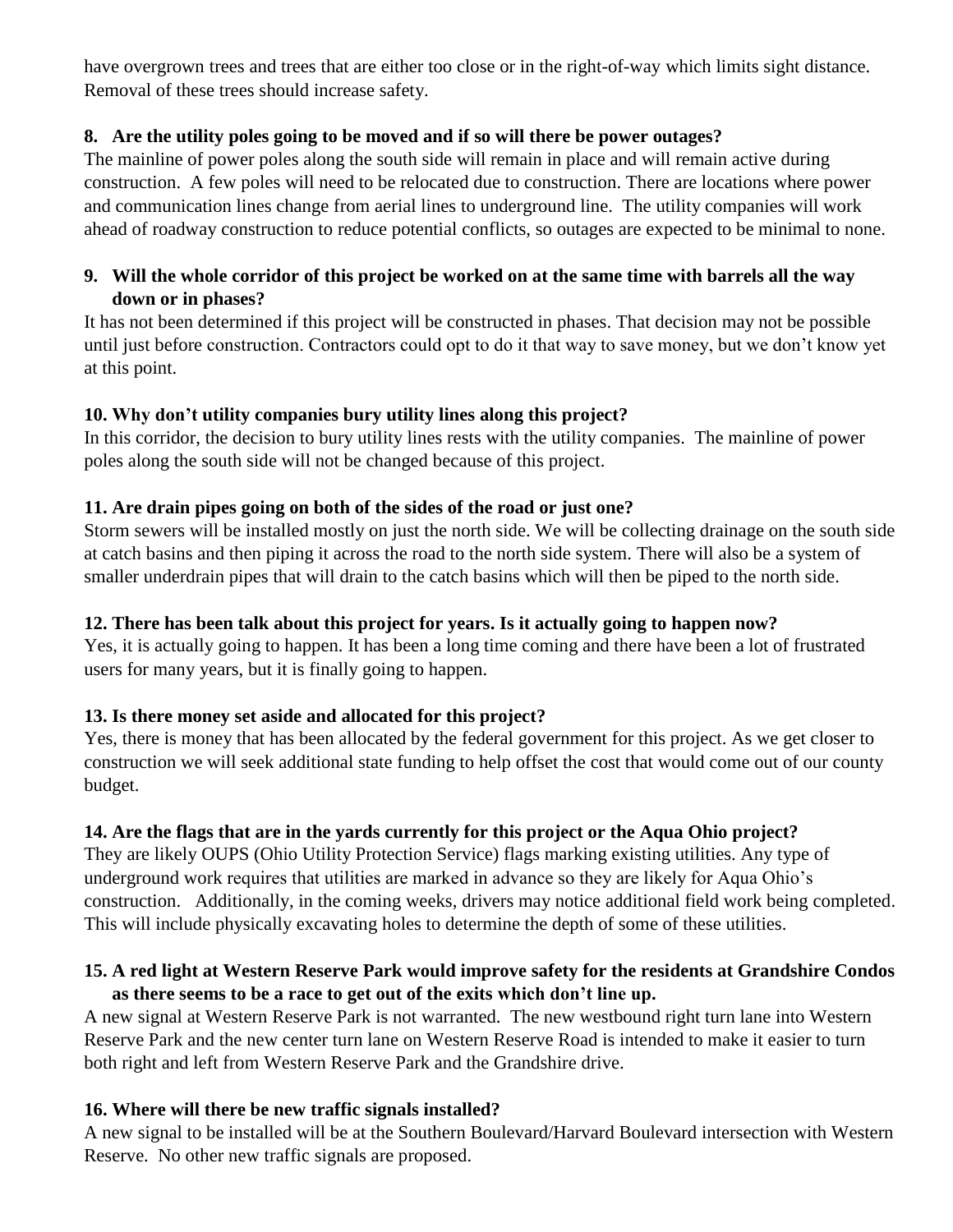have overgrown trees and trees that are either too close or in the right-of-way which limits sight distance. Removal of these trees should increase safety.

**8. Are the utility poles going to be moved and if so will there be power outages?**

The mainline of power poles along the south side will remain in place and will remain active during construction. A few poles will need to be relocated due to construction. There are locations where power and communication lines change from aerial lines to underground line. The utility companies will work ahead of roadway construction to reduce potential conflicts, so outages are expected to be minimal to none.

**9. Will the whole corridor of this project be worked on at the same time with barrels all the way down or in phases?**

It has not been determined if this project will be constructed in phases. That decision may not be possible until just before construction. Contractors could opt to do it that way to save money, but we don't know yet at this point.

**10. Why don't utility companies bury utility lines along this project?**

In this corridor, the decision to bury utility lines rests with the utility companies. The mainline of power poles along the south side will not be changed because of this project.

**11. Are drain pipes going on both of the sides of the road or just one?**

Storm sewers will be installed mostly on just the north side. We will be collecting drainage on the south side at catch basins and then piping it across the road to the north side system. There will also be a system of smaller underdrain pipes that will drain to the catch basins which will then be piped to the north side.

**12. There has been talk about this project for years. Is it actually going to happen now?**

Yes, it is actually going to happen. It has been a long time coming and there have been a lot of frustrated users for many years, but it is finally going to happen.

**13. Is there money set aside and allocated for this project?**

Yes, there is money that has been allocated by the federal government for this project. As we get closer to construction we will seek additional state funding to help offset the cost that would come out of our county budget.

**14. Are the flags that are in the yards currently for this project or the Aqua Ohio project?**

They are likely OUPS (Ohio Utility Protection Service) flags marking existing utilities. Any type of underground work requires that utilities are marked in advance so they are likely for Aqua Ohio's construction. Additionally, in the coming weeks, drivers may notice additional field work being completed. This will include physically excavating holes to determine the depth of some of these utilities.

**15. A red light at Western Reserve Park would improve safety for the residents at Grandshire Condos as there seems to be a race to get out of the exits which don't line up.**

A new signal at Western Reserve Park is not warranted. The new westbound right turn lane into Western Reserve Park and the new center turn lane on Western Reserve Road is intended to make it easier to turn both right and left from Western Reserve Park and the Grandshire drive.

**16. Where will there be new traffic signals installed?**

A new signal to be installed will be at the Southern Boulevard/Harvard Boulevard intersection with Western Reserve. No other new traffic signals are proposed.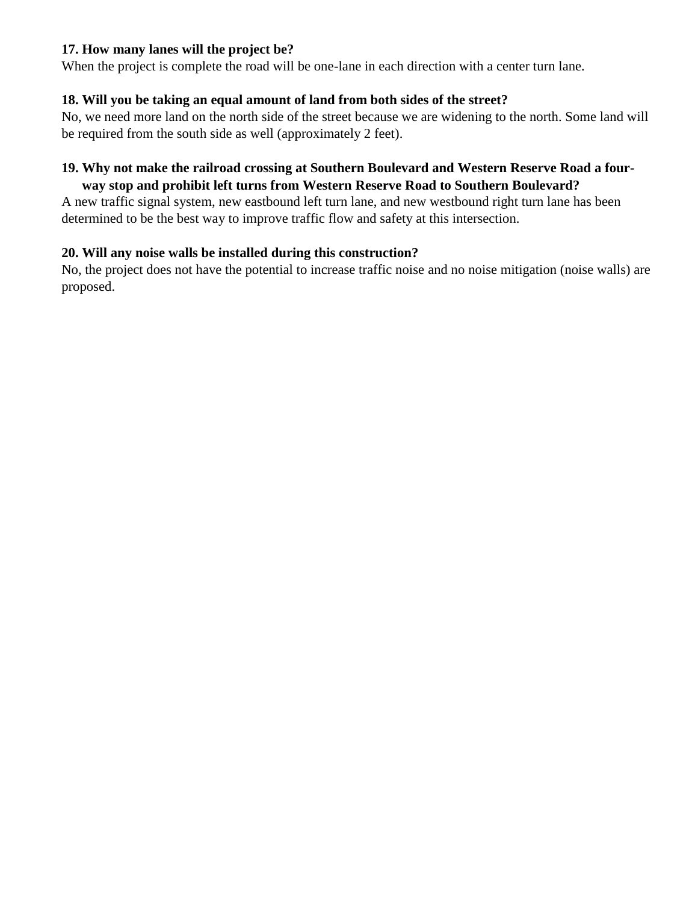**17. How many lanes will the project be?**
When the project is complete the road will be one-lane in each direction with a center turn lane.

**18. Will you be taking an equal amount of land from both sides of the street?**
No, we need more land on the north side of the street because we are widening to the north. Some land will be required from the south side as well (approximately 2 feet).

**19. Why not make the railroad crossing at Southern Boulevard and Western Reserve Road a four-way stop and prohibit left turns from Western Reserve Road to Southern Boulevard?**
A new traffic signal system, new eastbound left turn lane, and new westbound right turn lane has been determined to be the best way to improve traffic flow and safety at this intersection.

**20. Will any noise walls be installed during this construction?**
No, the project does not have the potential to increase traffic noise and no noise mitigation (noise walls) are proposed.